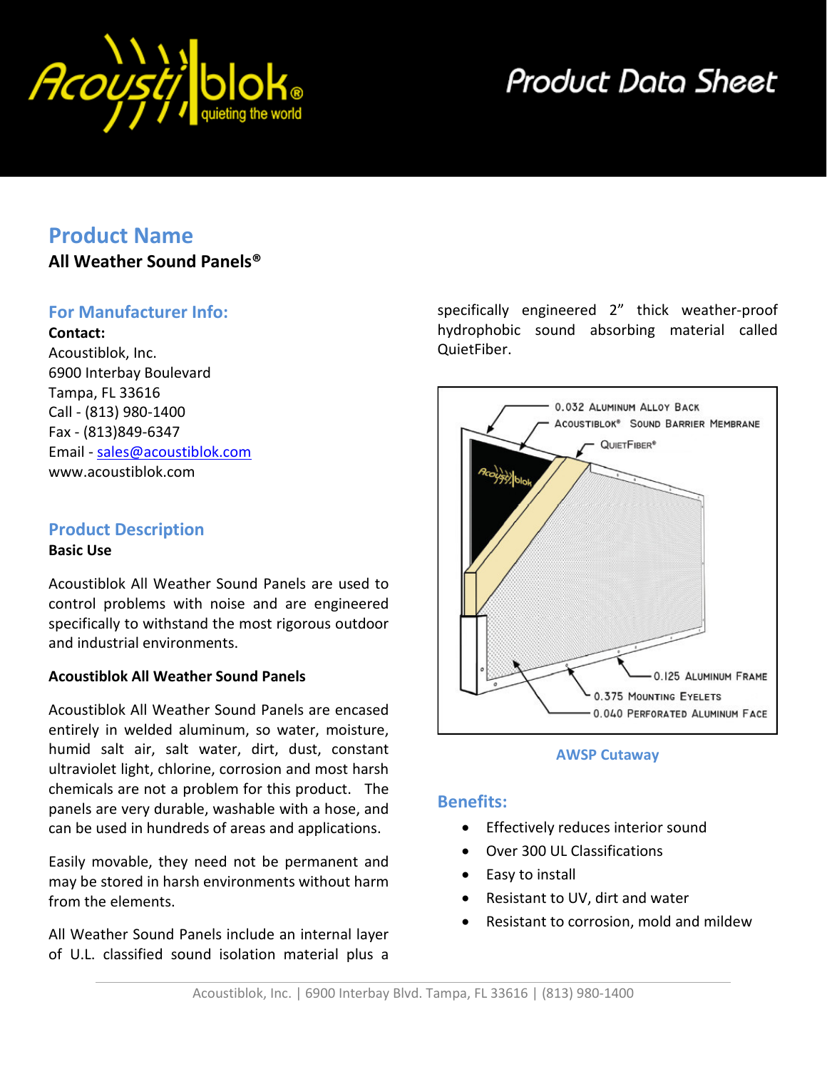# Product Data Sheet

## Product Name

**All Weather Sound Panels®**

## For Manufacturer Info:

**Contact:**
Acoustiblok, Inc.
6900 Interbay Boulevard
Tampa, FL 33616
Call - (813) 980-1400
Fax - (813)849-6347
Email - sales@acoustiblok.com
www.acoustiblok.com

## Product Description

**Basic Use**

Acoustiblok All Weather Sound Panels are used to control problems with noise and are engineered specifically to withstand the most rigorous outdoor and industrial environments.

**Acoustiblok All Weather Sound Panels**

Acoustiblok All Weather Sound Panels are encased entirely in welded aluminum, so water, moisture, humid salt air, salt water, dirt, dust, constant ultraviolet light, chlorine, corrosion and most harsh chemicals are not a problem for this product. The panels are very durable, washable with a hose, and can be used in hundreds of areas and applications.

Easily movable, they need not be permanent and may be stored in harsh environments without harm from the elements.

All Weather Sound Panels include an internal layer of U.L. classified sound isolation material plus a specifically engineered 2" thick weather-proof hydrophobic sound absorbing material called QuietFiber.

0.032 Aluminum Alloy Back
Acoustiblok® Sound Barrier Membrane
QuietFiber®
0.125 Aluminum Frame
0.375 Mounting Eyelets
0.040 Perforated Aluminum Face

AWSP Cutaway

## Benefits:

- Effectively reduces interior sound
- Over 300 UL Classifications
- Easy to install
- Resistant to UV, dirt and water
- Resistant to corrosion, mold and mildew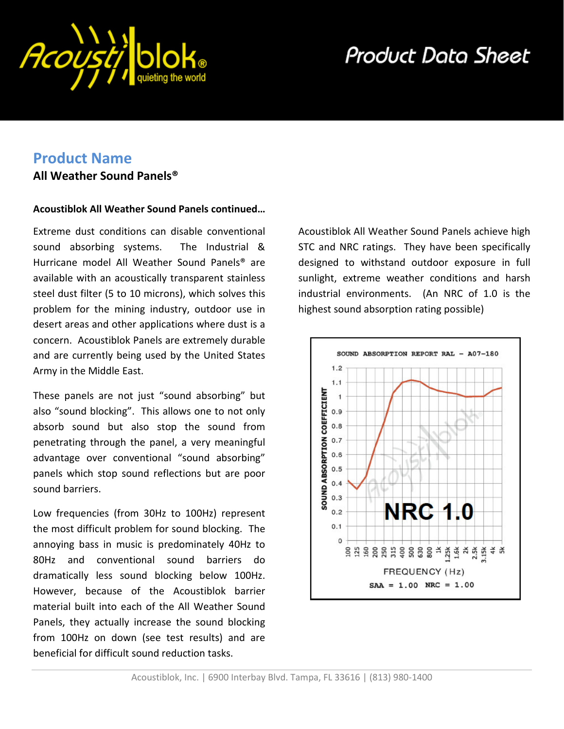## Product Name

**All Weather Sound Panels®**

**Acoustiblok All Weather Sound Panels continued…**

Extreme dust conditions can disable conventional sound absorbing systems. The Industrial & Hurricane model All Weather Sound Panels® are available with an acoustically transparent stainless steel dust filter (5 to 10 microns), which solves this problem for the mining industry, outdoor use in desert areas and other applications where dust is a concern. Acoustiblok Panels are extremely durable and are currently being used by the United States Army in the Middle East.

These panels are not just "sound absorbing" but also "sound blocking". This allows one to not only absorb sound but also stop the sound from penetrating through the panel, a very meaningful advantage over conventional "sound absorbing" panels which stop sound reflections but are poor sound barriers.

Low frequencies (from 30Hz to 100Hz) represent the most difficult problem for sound blocking. The annoying bass in music is predominately 40Hz to 80Hz and conventional sound barriers do dramatically less sound blocking below 100Hz. However, because of the Acoustiblok barrier material built into each of the All Weather Sound Panels, they actually increase the sound blocking from 100Hz on down (see test results) and are beneficial for difficult sound reduction tasks.

Acoustiblok All Weather Sound Panels achieve high STC and NRC ratings. They have been specifically designed to withstand outdoor exposure in full sunlight, extreme weather conditions and harsh industrial environments. (An NRC of 1.0 is the highest sound absorption rating possible)

SOUND ABSORPTION REPORT RAL – A07-180

SOUND ABSORPTION COEFFICIENT

1.2, 1.1, 1, 0.9, 0.8, 0.7, 0.6, 0.5, 0.4, 0.3, 0.2, 0.1, 0

NRC 1.0

100, 125, 160, 200, 250, 315, 400, 500, 630, 800, 1k, 1.25k, 1.6k, 2k, 2.5k, 3.15k, 4k, 5k

FREQUENCY (Hz)

SAA = 1.00 NRC = 1.00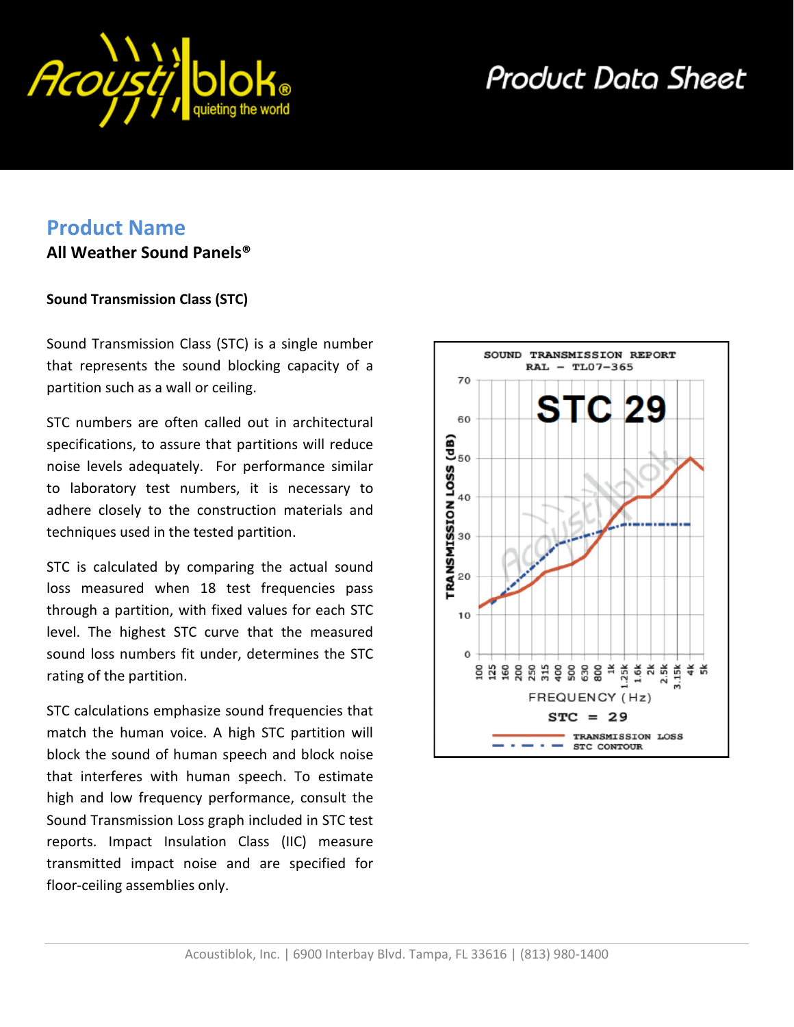# Product Data Sheet

## Product Name

**All Weather Sound Panels®**

**Sound Transmission Class (STC)**

Sound Transmission Class (STC) is a single number that represents the sound blocking capacity of a partition such as a wall or ceiling.

STC numbers are often called out in architectural specifications, to assure that partitions will reduce noise levels adequately. For performance similar to laboratory test numbers, it is necessary to adhere closely to the construction materials and techniques used in the tested partition.

STC is calculated by comparing the actual sound loss measured when 18 test frequencies pass through a partition, with fixed values for each STC level. The highest STC curve that the measured sound loss numbers fit under, determines the STC rating of the partition.

STC calculations emphasize sound frequencies that match the human voice. A high STC partition will block the sound of human speech and block noise that interferes with human speech. To estimate high and low frequency performance, consult the Sound Transmission Loss graph included in STC test reports. Impact Insulation Class (IIC) measure transmitted impact noise and are specified for floor-ceiling assemblies only.

SOUND TRANSMISSION REPORT
RAL – TL07-365

STC 29

TRANSMISSION LOSS (dB)

70, 60, 50, 40, 30, 20, 10, 0

100, 125, 160, 200, 250, 315, 400, 500, 630, 800, 1k, 1.25k, 1.6k, 2k, 2.5k, 3.15k, 4k, 5k

FREQUENCY (Hz)

STC = 29

TRANSMISSION LOSS

STC CONTOUR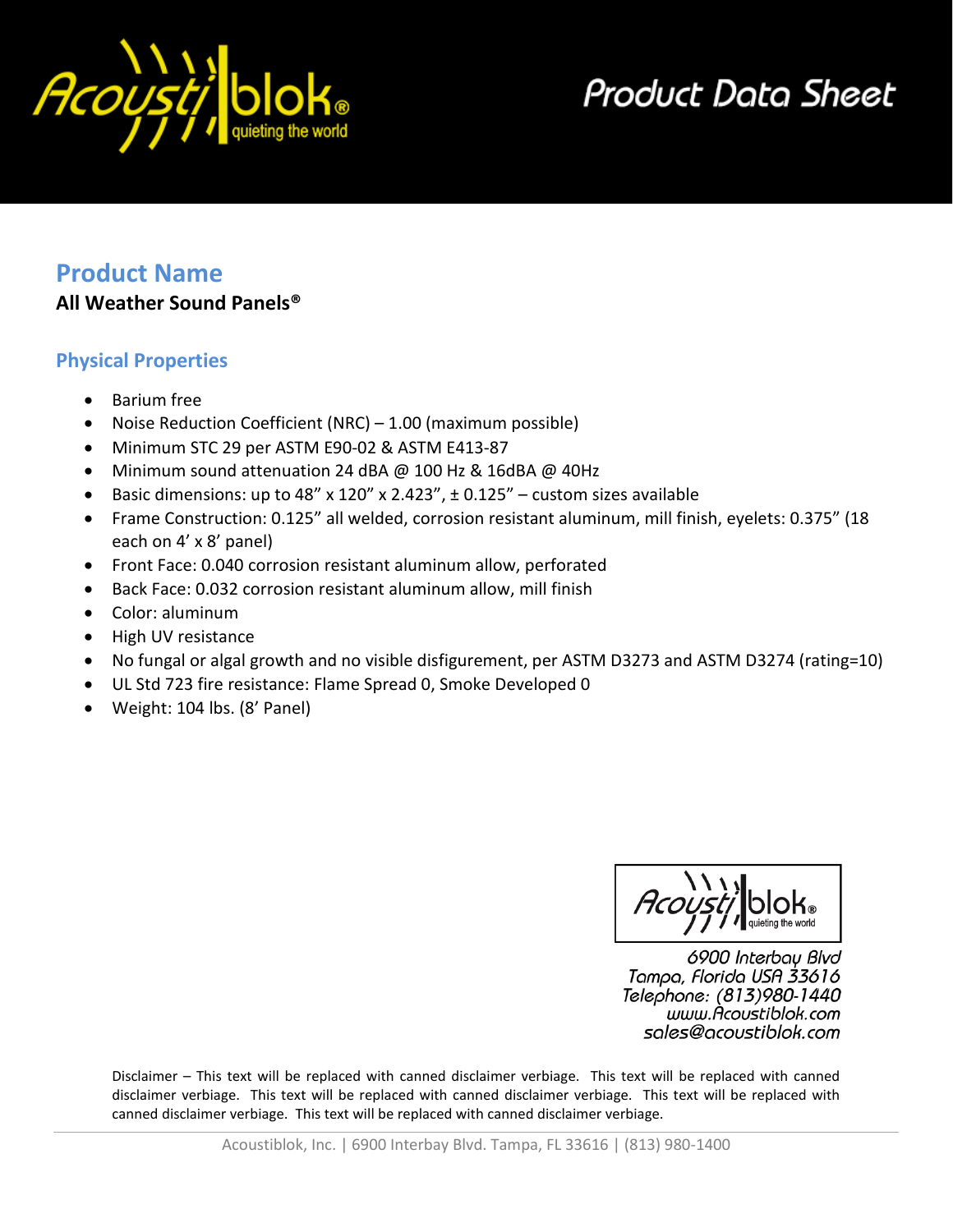# Product Data Sheet

## Product Name

**All Weather Sound Panels®**

## Physical Properties

- Barium free
- Noise Reduction Coefficient (NRC) – 1.00 (maximum possible)
- Minimum STC 29 per ASTM E90-02 & ASTM E413-87
- Minimum sound attenuation 24 dBA @ 100 Hz & 16dBA @ 40Hz
- Basic dimensions: up to 48" x 120" x 2.423", ± 0.125" – custom sizes available
- Frame Construction: 0.125" all welded, corrosion resistant aluminum, mill finish, eyelets: 0.375" (18 each on 4' x 8' panel)
- Front Face: 0.040 corrosion resistant aluminum allow, perforated
- Back Face: 0.032 corrosion resistant aluminum allow, mill finish
- Color: aluminum
- High UV resistance
- No fungal or algal growth and no visible disfigurement, per ASTM D3273 and ASTM D3274 (rating=10)
- UL Std 723 fire resistance: Flame Spread 0, Smoke Developed 0
- Weight: 104 lbs. (8' Panel)

Acoustiblok
quieting the world

6900 Interbay Blvd
Tampa, Florida USA 33616
Telephone: (813)980-1440
www.Acoustiblok.com
sales@acoustiblok.com

Disclaimer – This text will be replaced with canned disclaimer verbiage. This text will be replaced with canned disclaimer verbiage. This text will be replaced with canned disclaimer verbiage. This text will be replaced with canned disclaimer verbiage. This text will be replaced with canned disclaimer verbiage.

Acoustiblok, Inc. | 6900 Interbay Blvd. Tampa, FL 33616 | (813) 980-1400